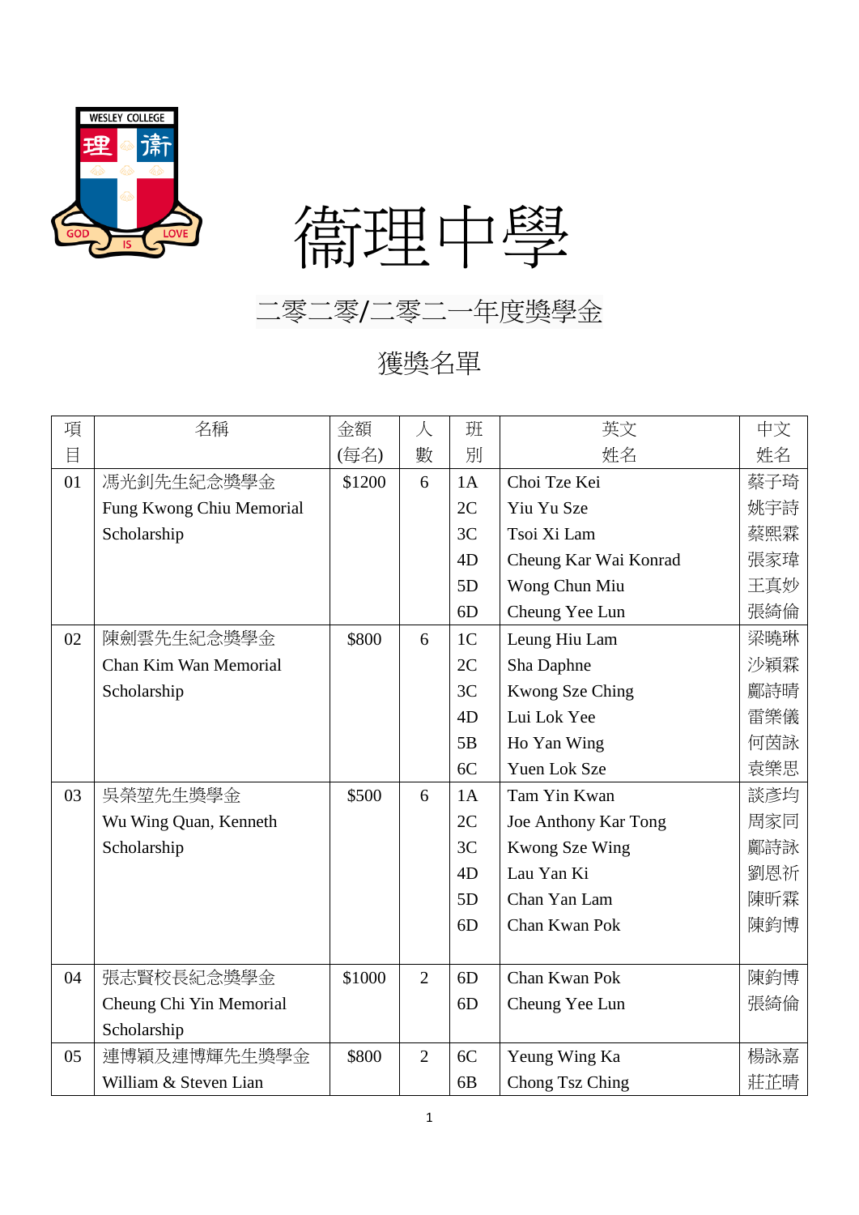# 衞理中學

## 二零二零/二零二一年度獎學金

## 獲獎名單

| 項目 | 名稱 | 金額 (每名) | 人數 | 班別 | 英文姓名 | 中文姓名 |
|---|---|---|---|---|---|---|
| 01 | 馮光釗先生紀念獎學金 Fung Kwong Chiu Memorial Scholarship | $1200 | 6 | 1A | Choi Tze Kei | 蔡子琦 |
| | | | | 2C | Yiu Yu Sze | 姚宇詩 |
| | | | | 3C | Tsoi Xi Lam | 蔡熙霖 |
| | | | | 4D | Cheung Kar Wai Konrad | 張家瑋 |
| | | | | 5D | Wong Chun Miu | 王真妙 |
| | | | | 6D | Cheung Yee Lun | 張綺倫 |
| 02 | 陳劍雲先生紀念獎學金 Chan Kim Wan Memorial Scholarship | $800 | 6 | 1C | Leung Hiu Lam | 梁曉琳 |
| | | | | 2C | Sha Daphne | 沙穎霖 |
| | | | | 3C | Kwong Sze Ching | 鄺詩晴 |
| | | | | 4D | Lui Lok Yee | 雷樂儀 |
| | | | | 5B | Ho Yan Wing | 何茵詠 |
| | | | | 6C | Yuen Lok Sze | 袁樂思 |
| 03 | 吳榮埅先生獎學金 Wu Wing Quan, Kenneth Scholarship | $500 | 6 | 1A | Tam Yin Kwan | 談彥均 |
| | | | | 2C | Joe Anthony Kar Tong | 周家同 |
| | | | | 3C | Kwong Sze Wing | 鄺詩詠 |
| | | | | 4D | Lau Yan Ki | 劉恩祈 |
| | | | | 5D | Chan Yan Lam | 陳昕霖 |
| | | | | 6D | Chan Kwan Pok | 陳鈞博 |
| 04 | 張志賢校長紀念獎學金 Cheung Chi Yin Memorial Scholarship | $1000 | 2 | 6D | Chan Kwan Pok | 陳鈞博 |
| | | | | 6D | Cheung Yee Lun | 張綺倫 |
| 05 | 連博穎及連博輝先生獎學金 William & Steven Lian | $800 | 2 | 6C | Yeung Wing Ka | 楊詠嘉 |
| | | | | 6B | Chong Tsz Ching | 莊芷晴 |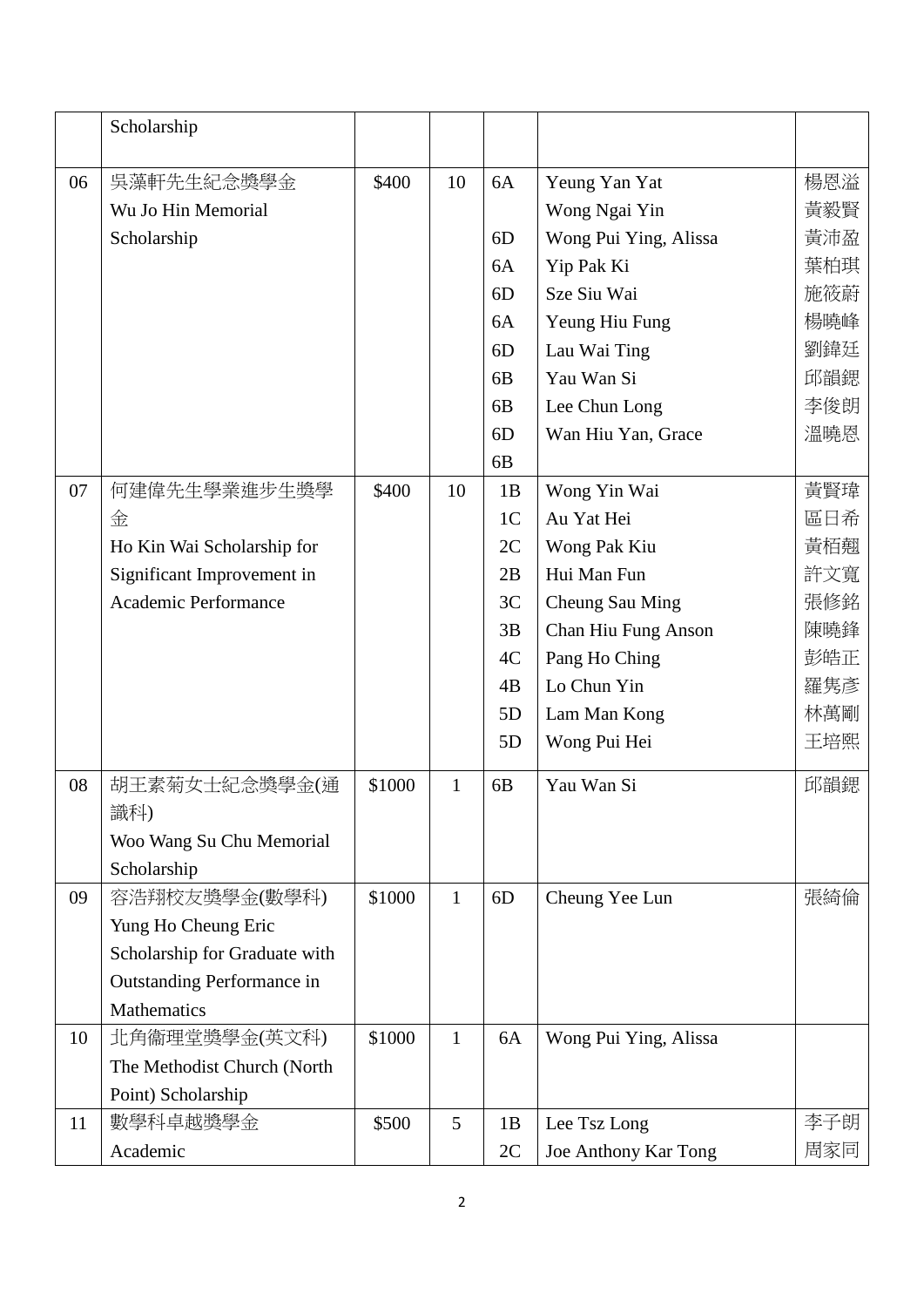| | | | | | | |
|---|---|---|---|---|---|---|
| | Scholarship | | | | | |
| 06 | 吳藻軒先生紀念獎學金 | $400 | 10 | 6A | Yeung Yan Yat | 楊恩溢 |
| | Wu Jo Hin Memorial | | | | Wong Ngai Yin | 黃毅賢 |
| | Scholarship | | | 6D | Wong Pui Ying, Alissa | 黃沛盈 |
| | | | | 6A | Yip Pak Ki | 葉柏琪 |
| | | | | 6D | Sze Siu Wai | 施筱蔚 |
| | | | | 6A | Yeung Hiu Fung | 楊曉峰 |
| | | | | 6D | Lau Wai Ting | 劉鍏廷 |
| | | | | 6B | Yau Wan Si | 邱韻鍶 |
| | | | | 6B | Lee Chun Long | 李俊朗 |
| | | | | 6D | Wan Hiu Yan, Grace | 溫曉恩 |
| | | | | 6B | | |
| 07 | 何建偉先生學業進步生獎學金 | $400 | 10 | 1B | Wong Yin Wai | 黃賢瑋 |
| | | | | 1C | Au Yat Hei | 區日希 |
| | Ho Kin Wai Scholarship for | | | 2C | Wong Pak Kiu | 黃栢翹 |
| | Significant Improvement in | | | 2B | Hui Man Fun | 許文寬 |
| | Academic Performance | | | 3C | Cheung Sau Ming | 張修銘 |
| | | | | 3B | Chan Hiu Fung Anson | 陳曉鋒 |
| | | | | 4C | Pang Ho Ching | 彭皓正 |
| | | | | 4B | Lo Chun Yin | 羅雋彥 |
| | | | | 5D | Lam Man Kong | 林萬剛 |
| | | | | 5D | Wong Pui Hei | 王培熙 |
| 08 | 胡王素菊女士紀念獎學金(通識科) Woo Wang Su Chu Memorial Scholarship | $1000 | 1 | 6B | Yau Wan Si | 邱韻鍶 |
| 09 | 容浩翔校友獎學金(數學科) Yung Ho Cheung Eric Scholarship for Graduate with Outstanding Performance in Mathematics | $1000 | 1 | 6D | Cheung Yee Lun | 張綺倫 |
| 10 | 北角衞理堂獎學金(英文科) The Methodist Church (North Point) Scholarship | $1000 | 1 | 6A | Wong Pui Ying, Alissa | |
| 11 | 數學科卓越獎學金 | $500 | 5 | 1B | Lee Tsz Long | 李子朗 |
| | Academic | | | 2C | Joe Anthony Kar Tong | 周家同 |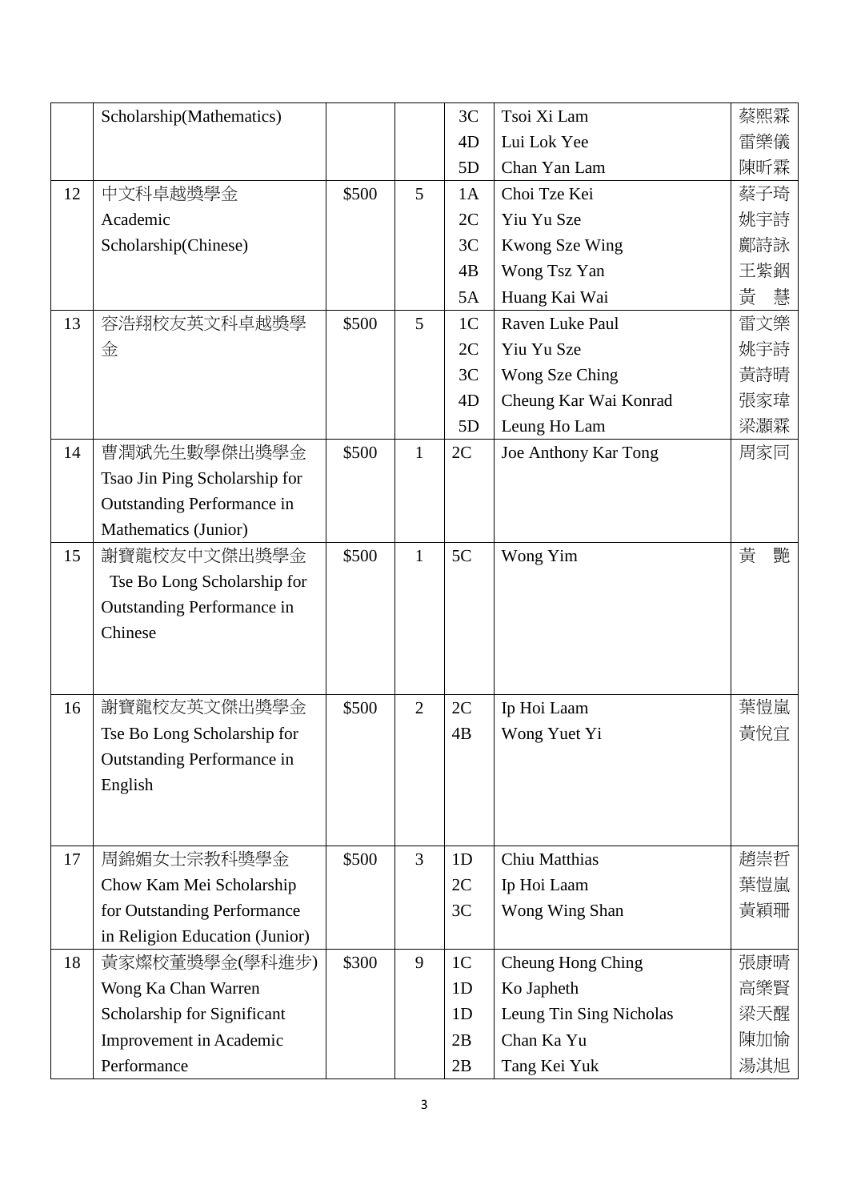| | Scholarship(Mathematics) | | | 3C | Tsoi Xi Lam | 蔡熙霖 |
|---|---|---|---|---|---|---|
| | | | | 4D | Lui Lok Yee | 雷樂儀 |
| | | | | 5D | Chan Yan Lam | 陳昕霖 |
| 12 | 中文科卓越獎學金 Academic Scholarship(Chinese) | $500 | 5 | 1A | Choi Tze Kei | 蔡子琦 |
| | | | | 2C | Yiu Yu Sze | 姚宇詩 |
| | | | | 3C | Kwong Sze Wing | 鄺詩詠 |
| | | | | 4B | Wong Tsz Yan | 王紫錮 |
| | | | | 5A | Huang Kai Wai | 黃　慧 |
| 13 | 容浩翔校友英文科卓越獎學金 | $500 | 5 | 1C | Raven Luke Paul | 雷文樂 |
| | | | | 2C | Yiu Yu Sze | 姚宇詩 |
| | | | | 3C | Wong Sze Ching | 黃詩晴 |
| | | | | 4D | Cheung Kar Wai Konrad | 張家瑋 |
| | | | | 5D | Leung Ho Lam | 梁灝霖 |
| 14 | 曹潤斌先生數學傑出獎學金 Tsao Jin Ping Scholarship for Outstanding Performance in Mathematics (Junior) | $500 | 1 | 2C | Joe Anthony Kar Tong | 周家同 |
| 15 | 謝寶龍校友中文傑出獎學金 Tse Bo Long Scholarship for Outstanding Performance in Chinese | $500 | 1 | 5C | Wong Yim | 黃　艷 |
| 16 | 謝寶龍校友英文傑出獎學金 Tse Bo Long Scholarship for Outstanding Performance in English | $500 | 2 | 2C | Ip Hoi Laam | 葉愷嵐 |
| | | | | 4B | Wong Yuet Yi | 黃悅宜 |
| 17 | 周錦媚女士宗教科獎學金 Chow Kam Mei Scholarship for Outstanding Performance in Religion Education (Junior) | $500 | 3 | 1D | Chiu Matthias | 趙崇哲 |
| | | | | 2C | Ip Hoi Laam | 葉愷嵐 |
| | | | | 3C | Wong Wing Shan | 黃穎珊 |
| 18 | 黃家燦校董獎學金(學科進步) Wong Ka Chan Warren Scholarship for Significant Improvement in Academic Performance | $300 | 9 | 1C | Cheung Hong Ching | 張康晴 |
| | | | | 1D | Ko Japheth | 高樂賢 |
| | | | | 1D | Leung Tin Sing Nicholas | 梁天醒 |
| | | | | 2B | Chan Ka Yu | 陳加愉 |
| | | | | 2B | Tang Kei Yuk | 湯淇旭 |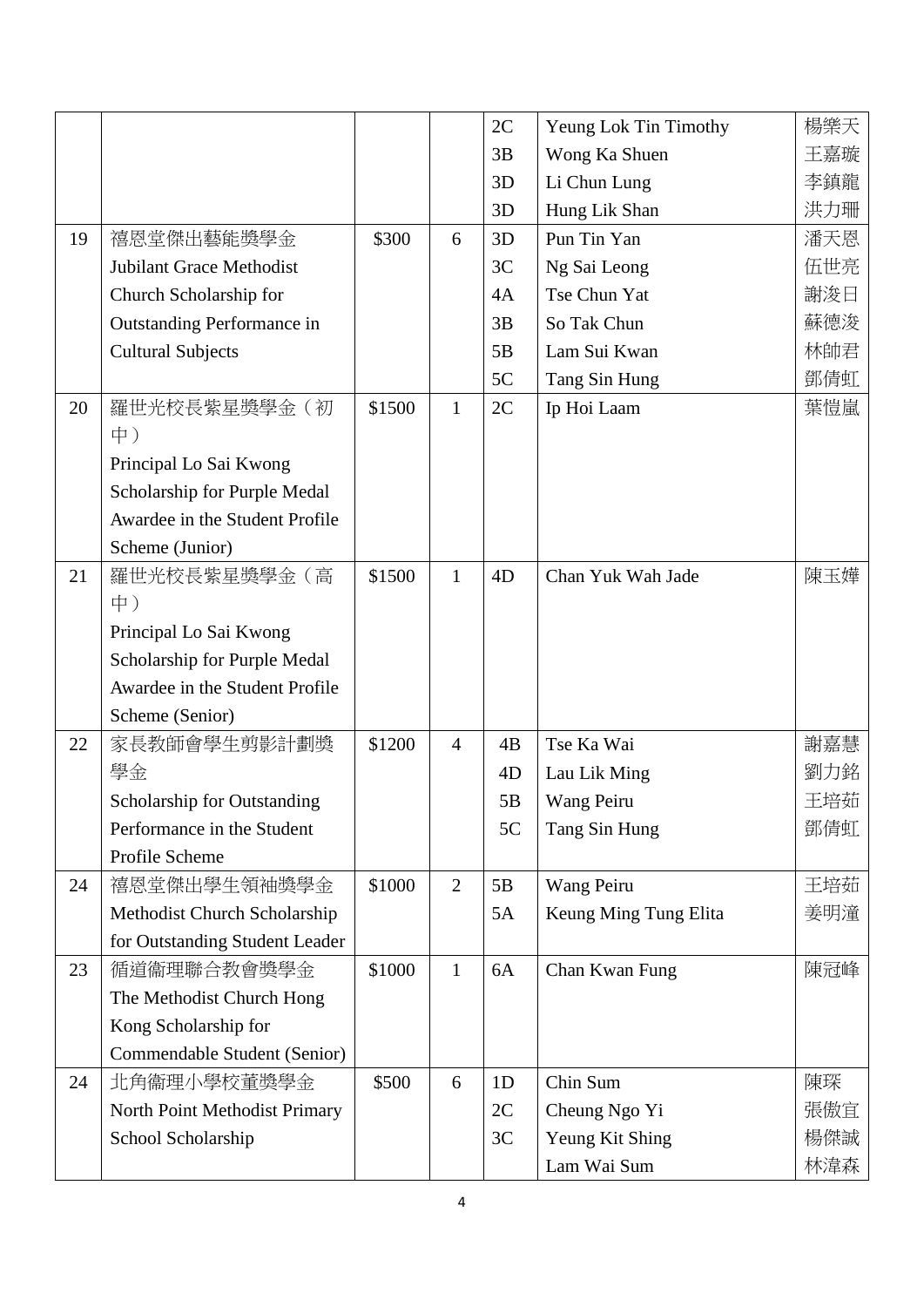| | | | | | | |
|---|---|---|---|---|---|---|
| | | | | 2C | Yeung Lok Tin Timothy | 楊樂天 |
| | | | | 3B | Wong Ka Shuen | 王嘉璇 |
| | | | | 3D | Li Chun Lung | 李鎮龍 |
| | | | | 3D | Hung Lik Shan | 洪力珊 |
| 19 | 禧恩堂傑出藝能獎學金<br>Jubilant Grace Methodist Church Scholarship for Outstanding Performance in Cultural Subjects | $300 | 6 | 3D | Pun Tin Yan | 潘天恩 |
| | | | | 3C | Ng Sai Leong | 伍世亮 |
| | | | | 4A | Tse Chun Yat | 謝浚日 |
| | | | | 3B | So Tak Chun | 蘇德浚 |
| | | | | 5B | Lam Sui Kwan | 林帥君 |
| | | | | 5C | Tang Sin Hung | 鄧倩虹 |
| 20 | 羅世光校長紫星獎學金（初中）<br>Principal Lo Sai Kwong Scholarship for Purple Medal Awardee in the Student Profile Scheme (Junior) | $1500 | 1 | 2C | Ip Hoi Laam | 葉愷嵐 |
| 21 | 羅世光校長紫星獎學金（高中）<br>Principal Lo Sai Kwong Scholarship for Purple Medal Awardee in the Student Profile Scheme (Senior) | $1500 | 1 | 4D | Chan Yuk Wah Jade | 陳玉嬅 |
| 22 | 家長教師會學生剪影計劃獎學金<br>Scholarship for Outstanding Performance in the Student Profile Scheme | $1200 | 4 | 4B | Tse Ka Wai | 謝嘉慧 |
| | | | | 4D | Lau Lik Ming | 劉力銘 |
| | | | | 5B | Wang Peiru | 王培茹 |
| | | | | 5C | Tang Sin Hung | 鄧倩虹 |
| 24 | 禧恩堂傑出學生領袖獎學金<br>Methodist Church Scholarship for Outstanding Student Leader | $1000 | 2 | 5B | Wang Peiru | 王培茹 |
| | | | | 5A | Keung Ming Tung Elita | 姜明潼 |
| 23 | 循道衞理聯合教會獎學金<br>The Methodist Church Hong Kong Scholarship for Commendable Student (Senior) | $1000 | 1 | 6A | Chan Kwan Fung | 陳冠峰 |
| 24 | 北角衞理小學校董獎學金<br>North Point Methodist Primary School Scholarship | $500 | 6 | 1D | Chin Sum | 陳琛 |
| | | | | 2C | Cheung Ngo Yi | 張傲宜 |
| | | | | 3C | Yeung Kit Shing | 楊傑誠 |
| | | | | | Lam Wai Sum | 林湋森 |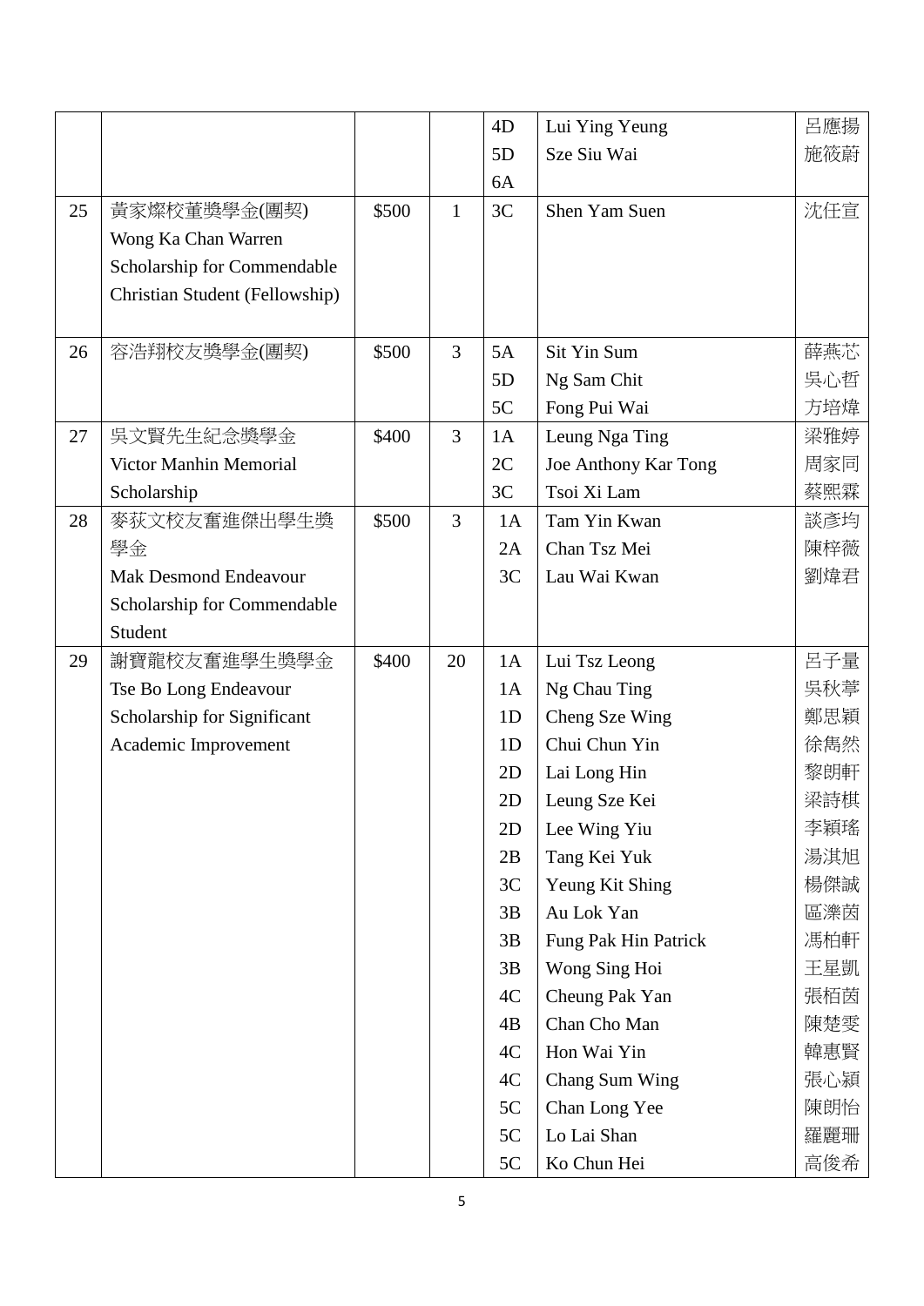| | | | | | | |
|---|---|---|---|---|---|---|
| | | | | 4D | Lui Ying Yeung | 呂應揚 |
| | | | | 5D | Sze Siu Wai | 施筱蔚 |
| | | | | 6A | | |
| 25 | 黃家燦校董獎學金(團契) Wong Ka Chan Warren Scholarship for Commendable Christian Student (Fellowship) | $500 | 1 | 3C | Shen Yam Suen | 沈任宣 |
| 26 | 容浩翔校友獎學金(團契) | $500 | 3 | 5A | Sit Yin Sum | 薛燕芯 |
| | | | | 5D | Ng Sam Chit | 吳心哲 |
| | | | | 5C | Fong Pui Wai | 方培煒 |
| 27 | 吳文賢先生紀念獎學金 Victor Manhin Memorial Scholarship | $400 | 3 | 1A | Leung Nga Ting | 梁雅婷 |
| | | | | 2C | Joe Anthony Kar Tong | 周家同 |
| | | | | 3C | Tsoi Xi Lam | 蔡熙霖 |
| 28 | 麥荻文校友奮進傑出學生獎學金 Mak Desmond Endeavour Scholarship for Commendable Student | $500 | 3 | 1A | Tam Yin Kwan | 談彥均 |
| | | | | 2A | Chan Tsz Mei | 陳梓薇 |
| | | | | 3C | Lau Wai Kwan | 劉煒君 |
| 29 | 謝寶龍校友奮進學生獎學金 Tse Bo Long Endeavour Scholarship for Significant Academic Improvement | $400 | 20 | 1A | Lui Tsz Leong | 呂子量 |
| | | | | 1A | Ng Chau Ting | 吳秋葶 |
| | | | | 1D | Cheng Sze Wing | 鄭思穎 |
| | | | | 1D | Chui Chun Yin | 徐雋然 |
| | | | | 2D | Lai Long Hin | 黎朗軒 |
| | | | | 2D | Leung Sze Kei | 梁詩棋 |
| | | | | 2D | Lee Wing Yiu | 李穎瑤 |
| | | | | 2B | Tang Kei Yuk | 湯淇旭 |
| | | | | 3C | Yeung Kit Shing | 楊傑誠 |
| | | | | 3B | Au Lok Yan | 區濼茵 |
| | | | | 3B | Fung Pak Hin Patrick | 馮柏軒 |
| | | | | 3B | Wong Sing Hoi | 王星凱 |
| | | | | 4C | Cheung Pak Yan | 張栢茵 |
| | | | | 4B | Chan Cho Man | 陳楚雯 |
| | | | | 4C | Hon Wai Yin | 韓惠賢 |
| | | | | 4C | Chang Sum Wing | 張心潁 |
| | | | | 5C | Chan Long Yee | 陳朗怡 |
| | | | | 5C | Lo Lai Shan | 羅麗珊 |
| | | | | 5C | Ko Chun Hei | 高俊希 |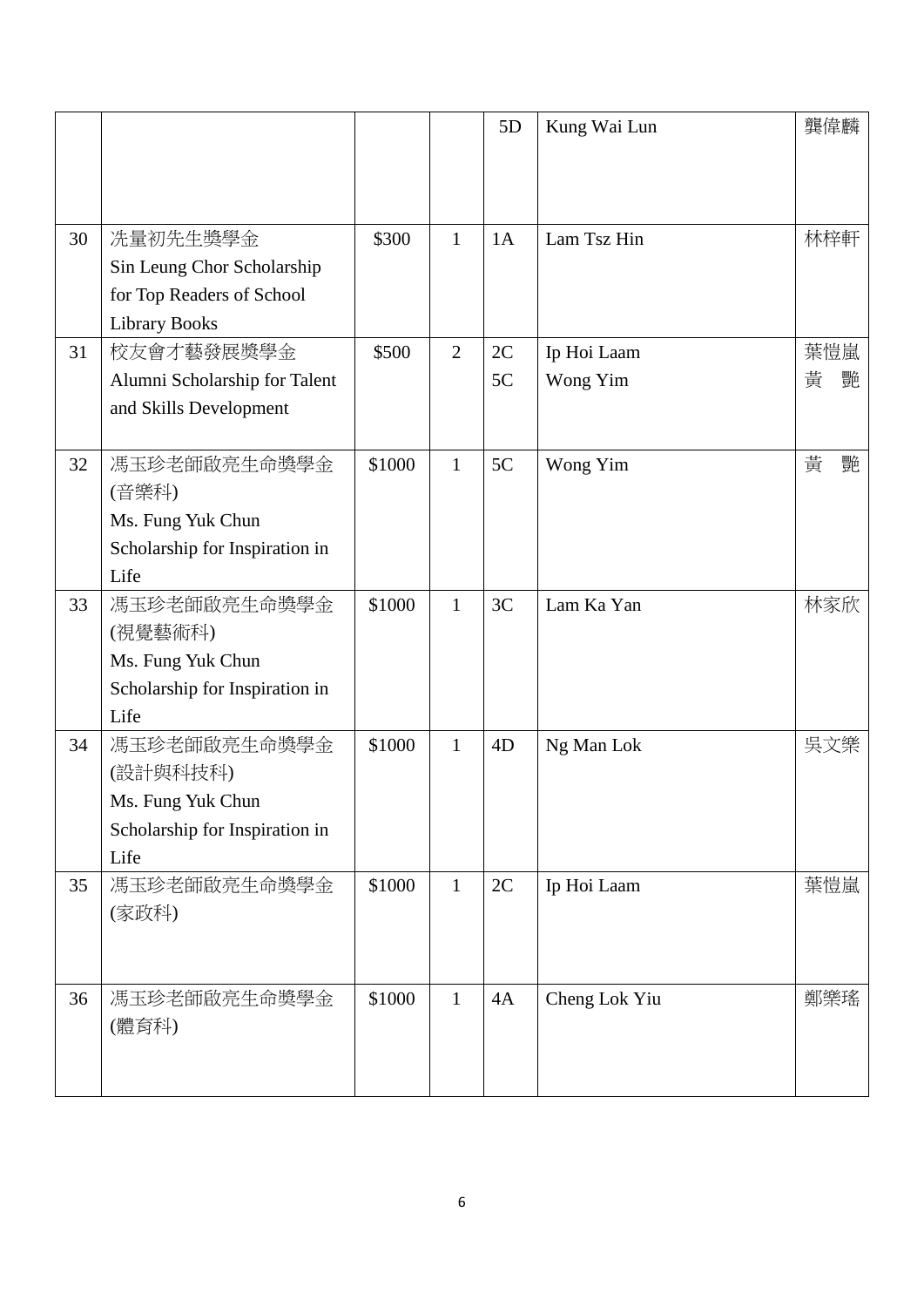| | | | | | | |
|---|---|---|---|---|---|---|
| | | | | 5D | Kung Wai Lun | 龔偉麟 |
| 30 | 冼量初先生獎學金<br>Sin Leung Chor Scholarship for Top Readers of School Library Books | $300 | 1 | 1A | Lam Tsz Hin | 林梓軒 |
| 31 | 校友會才藝發展獎學金<br>Alumni Scholarship for Talent and Skills Development | $500 | 2 | 2C<br>5C | Ip Hoi Laam<br>Wong Yim | 葉愷嵐<br>黃　艷 |
| 32 | 馮玉珍老師啟亮生命獎學金<br>(音樂科)<br>Ms. Fung Yuk Chun Scholarship for Inspiration in Life | $1000 | 1 | 5C | Wong Yim | 黃　艷 |
| 33 | 馮玉珍老師啟亮生命獎學金<br>(視覺藝術科)<br>Ms. Fung Yuk Chun Scholarship for Inspiration in Life | $1000 | 1 | 3C | Lam Ka Yan | 林家欣 |
| 34 | 馮玉珍老師啟亮生命獎學金<br>(設計與科技科)<br>Ms. Fung Yuk Chun Scholarship for Inspiration in Life | $1000 | 1 | 4D | Ng Man Lok | 吳文樂 |
| 35 | 馮玉珍老師啟亮生命獎學金<br>(家政科) | $1000 | 1 | 2C | Ip Hoi Laam | 葉愷嵐 |
| 36 | 馮玉珍老師啟亮生命獎學金<br>(體育科) | $1000 | 1 | 4A | Cheng Lok Yiu | 鄭樂瑤 |